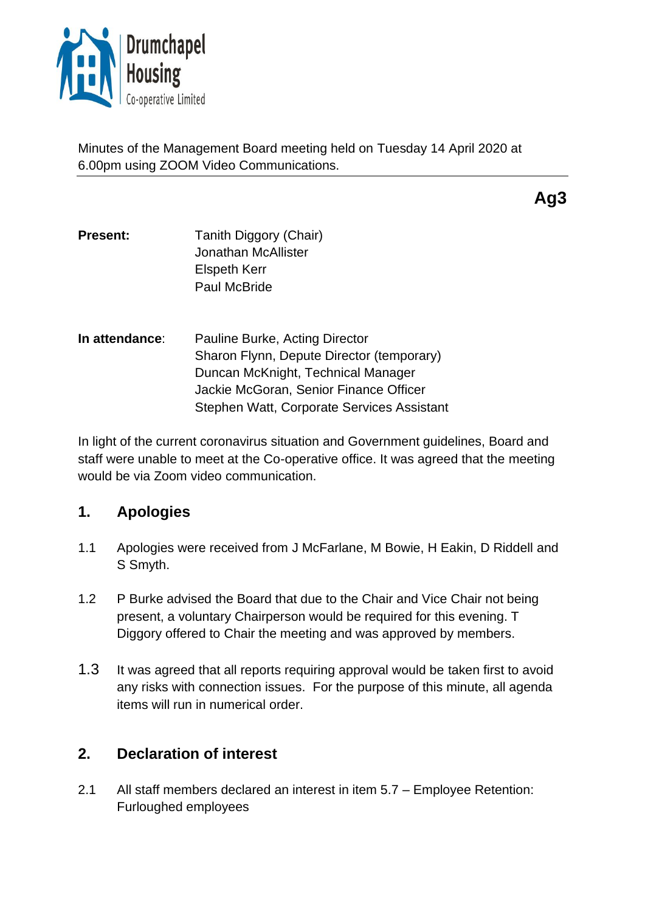Drumchapel Housing Co-operative Limited

Minutes of the Management Board meeting held on Tuesday 14 April 2020 at 6.00pm using ZOOM Video Communications.

**Ag3**

**Present:** Tanith Diggory (Chair)
Jonathan McAllister
Elspeth Kerr
Paul McBride

**In attendance**: Pauline Burke, Acting Director
Sharon Flynn, Depute Director (temporary)
Duncan McKnight, Technical Manager
Jackie McGoran, Senior Finance Officer
Stephen Watt, Corporate Services Assistant

In light of the current coronavirus situation and Government guidelines, Board and staff were unable to meet at the Co-operative office. It was agreed that the meeting would be via Zoom video communication.

## 1. Apologies

1.1 Apologies were received from J McFarlane, M Bowie, H Eakin, D Riddell and S Smyth.

1.2 P Burke advised the Board that due to the Chair and Vice Chair not being present, a voluntary Chairperson would be required for this evening. T Diggory offered to Chair the meeting and was approved by members.

1.3 It was agreed that all reports requiring approval would be taken first to avoid any risks with connection issues. For the purpose of this minute, all agenda items will run in numerical order.

## 2. Declaration of interest

2.1 All staff members declared an interest in item 5.7 – Employee Retention: Furloughed employees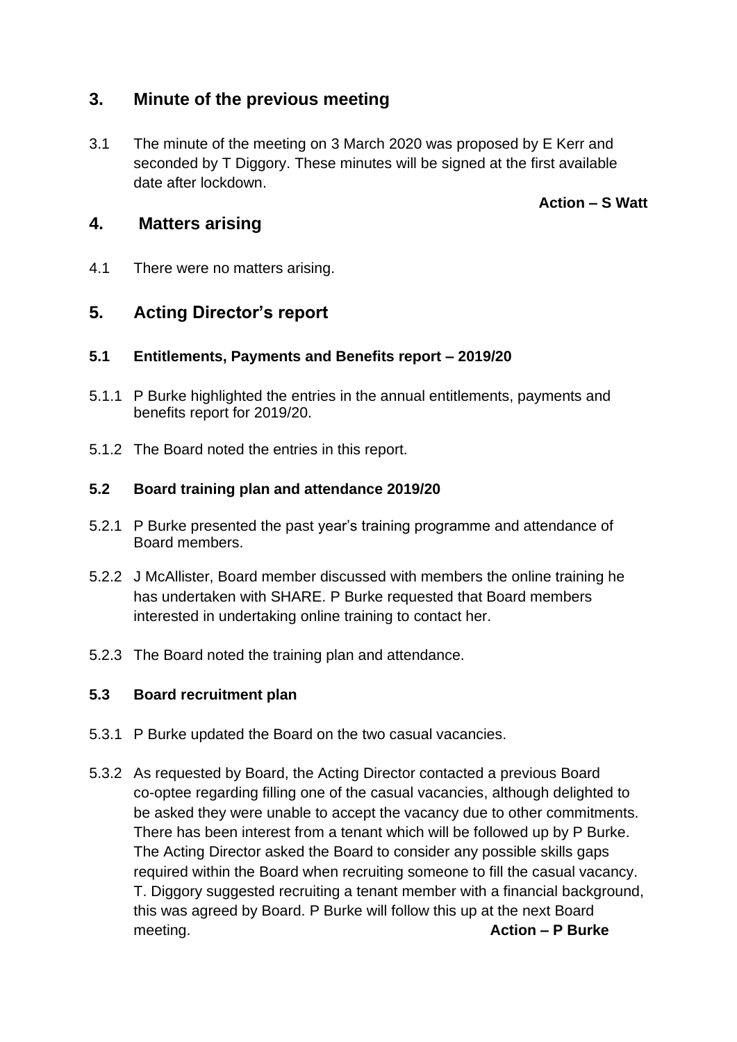## 3. Minute of the previous meeting

3.1 The minute of the meeting on 3 March 2020 was proposed by E Kerr and seconded by T Diggory. These minutes will be signed at the first available date after lockdown.

**Action – S Watt**

## 4. Matters arising

4.1 There were no matters arising.

## 5. Acting Director's report

### 5.1 Entitlements, Payments and Benefits report – 2019/20

5.1.1 P Burke highlighted the entries in the annual entitlements, payments and benefits report for 2019/20.

5.1.2 The Board noted the entries in this report.

### 5.2 Board training plan and attendance 2019/20

5.2.1 P Burke presented the past year's training programme and attendance of Board members.

5.2.2 J McAllister, Board member discussed with members the online training he has undertaken with SHARE. P Burke requested that Board members interested in undertaking online training to contact her.

5.2.3 The Board noted the training plan and attendance.

### 5.3 Board recruitment plan

5.3.1 P Burke updated the Board on the two casual vacancies.

5.3.2 As requested by Board, the Acting Director contacted a previous Board co-optee regarding filling one of the casual vacancies, although delighted to be asked they were unable to accept the vacancy due to other commitments. There has been interest from a tenant which will be followed up by P Burke. The Acting Director asked the Board to consider any possible skills gaps required within the Board when recruiting someone to fill the casual vacancy. T. Diggory suggested recruiting a tenant member with a financial background, this was agreed by Board. P Burke will follow this up at the next Board meeting. **Action – P Burke**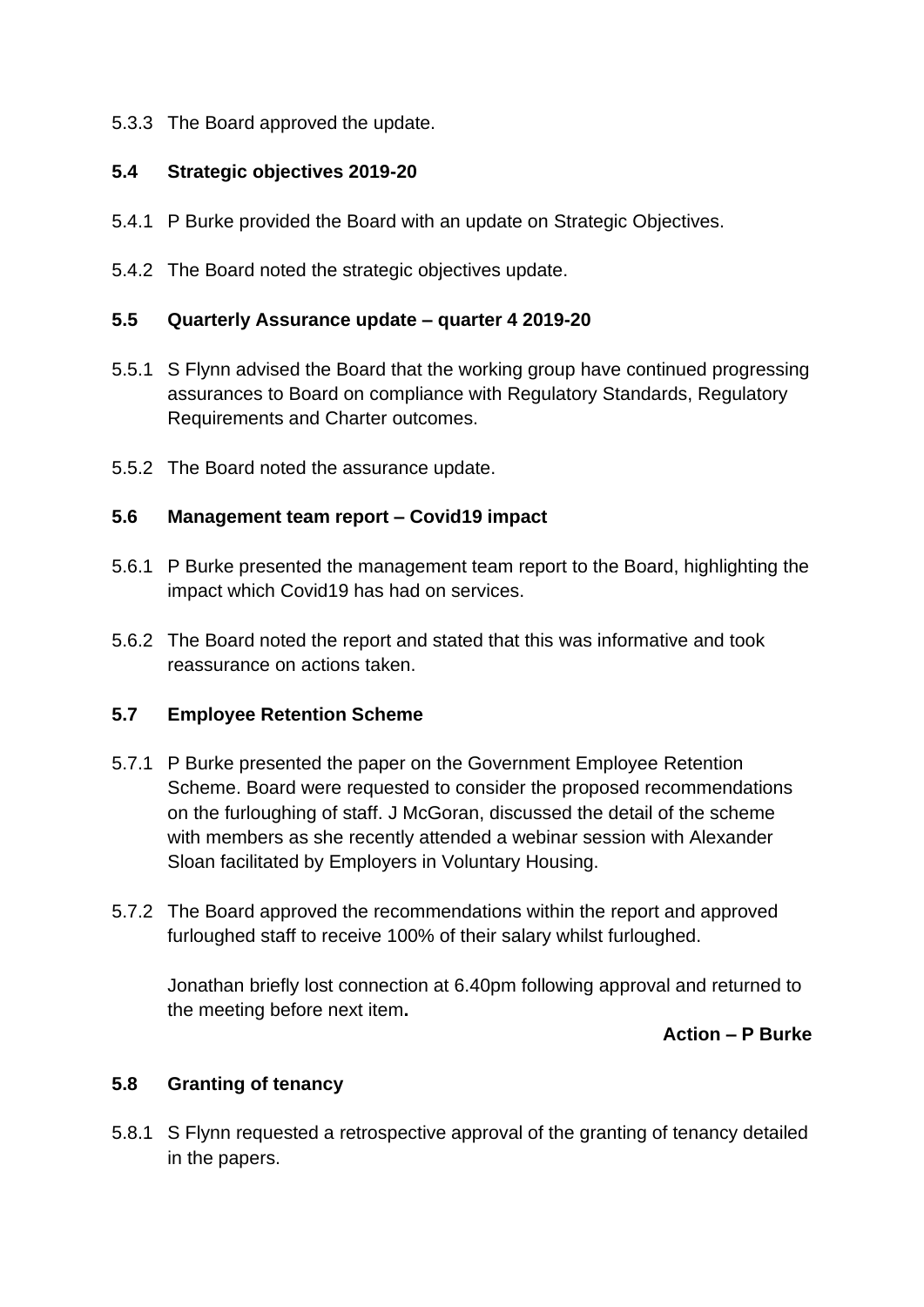5.3.3 The Board approved the update.

**5.4 Strategic objectives 2019-20**

5.4.1 P Burke provided the Board with an update on Strategic Objectives.

5.4.2 The Board noted the strategic objectives update.

**5.5 Quarterly Assurance update – quarter 4 2019-20**

5.5.1 S Flynn advised the Board that the working group have continued progressing assurances to Board on compliance with Regulatory Standards, Regulatory Requirements and Charter outcomes.

5.5.2 The Board noted the assurance update.

**5.6 Management team report – Covid19 impact**

5.6.1 P Burke presented the management team report to the Board, highlighting the impact which Covid19 has had on services.

5.6.2 The Board noted the report and stated that this was informative and took reassurance on actions taken.

**5.7 Employee Retention Scheme**

5.7.1 P Burke presented the paper on the Government Employee Retention Scheme. Board were requested to consider the proposed recommendations on the furloughing of staff. J McGoran, discussed the detail of the scheme with members as she recently attended a webinar session with Alexander Sloan facilitated by Employers in Voluntary Housing.

5.7.2 The Board approved the recommendations within the report and approved furloughed staff to receive 100% of their salary whilst furloughed.

Jonathan briefly lost connection at 6.40pm following approval and returned to the meeting before next item**.**

**Action – P Burke**

**5.8 Granting of tenancy**

5.8.1 S Flynn requested a retrospective approval of the granting of tenancy detailed in the papers.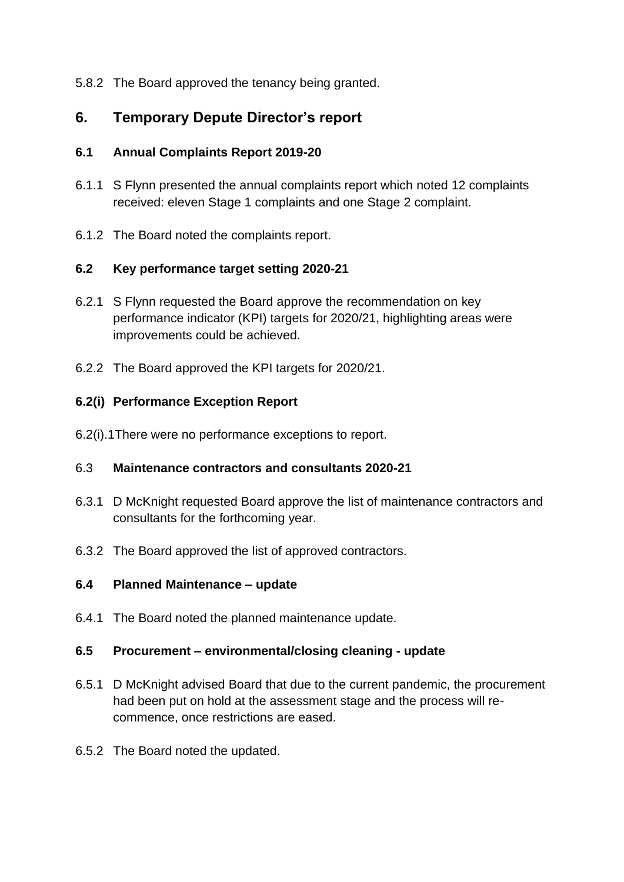5.8.2 The Board approved the tenancy being granted.

## 6. Temporary Depute Director's report

### 6.1 Annual Complaints Report 2019-20

6.1.1 S Flynn presented the annual complaints report which noted 12 complaints received: eleven Stage 1 complaints and one Stage 2 complaint.

6.1.2 The Board noted the complaints report.

### 6.2 Key performance target setting 2020-21

6.2.1 S Flynn requested the Board approve the recommendation on key performance indicator (KPI) targets for 2020/21, highlighting areas were improvements could be achieved.

6.2.2 The Board approved the KPI targets for 2020/21.

### 6.2(i) Performance Exception Report

6.2(i).1 There were no performance exceptions to report.

### 6.3 Maintenance contractors and consultants 2020-21

6.3.1 D McKnight requested Board approve the list of maintenance contractors and consultants for the forthcoming year.

6.3.2 The Board approved the list of approved contractors.

### 6.4 Planned Maintenance – update

6.4.1 The Board noted the planned maintenance update.

### 6.5 Procurement – environmental/closing cleaning - update

6.5.1 D McKnight advised Board that due to the current pandemic, the procurement had been put on hold at the assessment stage and the process will re-commence, once restrictions are eased.

6.5.2 The Board noted the updated.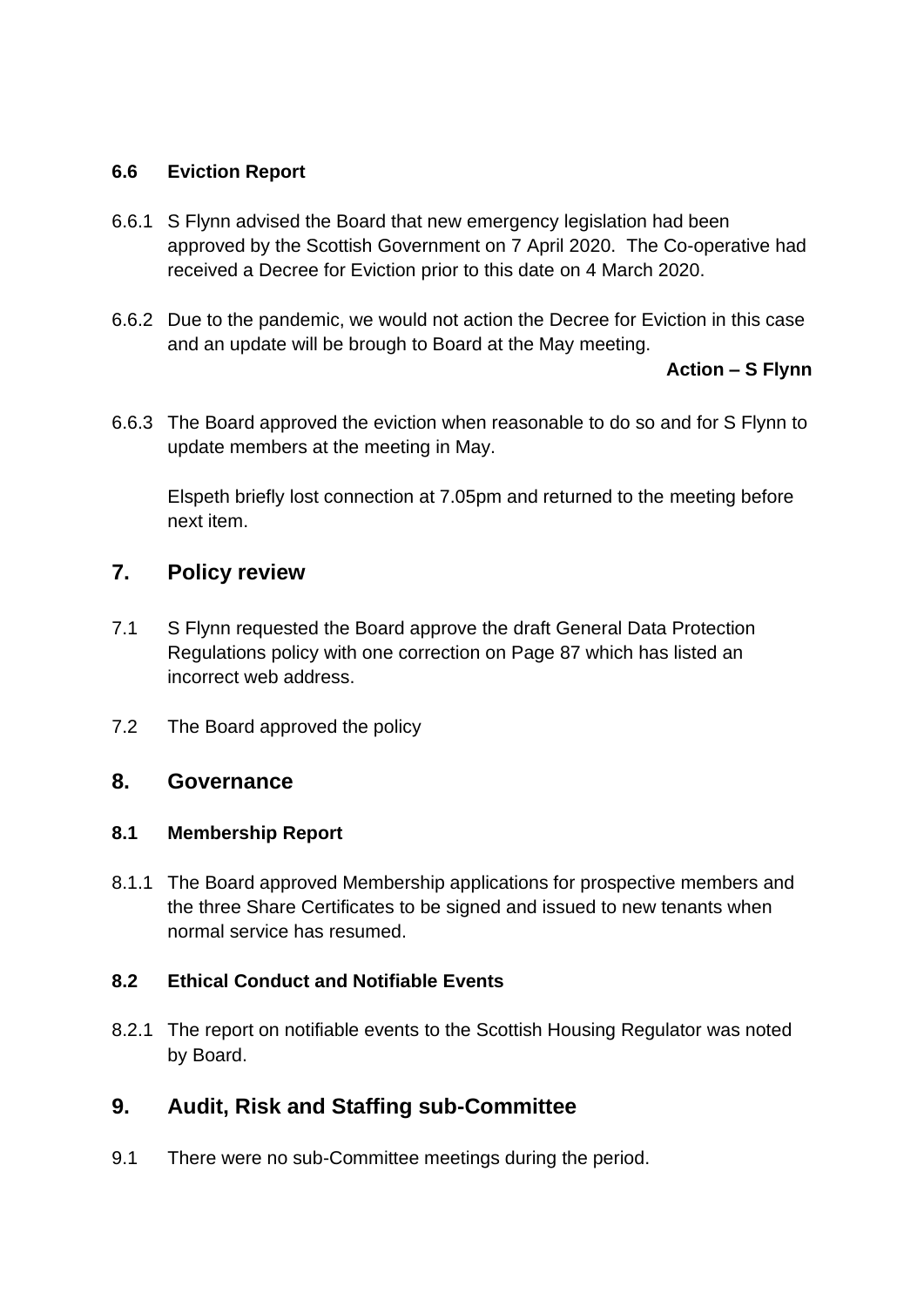### 6.6 Eviction Report

6.6.1 S Flynn advised the Board that new emergency legislation had been approved by the Scottish Government on 7 April 2020. The Co-operative had received a Decree for Eviction prior to this date on 4 March 2020.

6.6.2 Due to the pandemic, we would not action the Decree for Eviction in this case and an update will be brough to Board at the May meeting.

**Action – S Flynn**

6.6.3 The Board approved the eviction when reasonable to do so and for S Flynn to update members at the meeting in May.

Elspeth briefly lost connection at 7.05pm and returned to the meeting before next item.

## 7. Policy review

7.1 S Flynn requested the Board approve the draft General Data Protection Regulations policy with one correction on Page 87 which has listed an incorrect web address.

7.2 The Board approved the policy

## 8. Governance

### 8.1 Membership Report

8.1.1 The Board approved Membership applications for prospective members and the three Share Certificates to be signed and issued to new tenants when normal service has resumed.

### 8.2 Ethical Conduct and Notifiable Events

8.2.1 The report on notifiable events to the Scottish Housing Regulator was noted by Board.

## 9. Audit, Risk and Staffing sub-Committee

9.1 There were no sub-Committee meetings during the period.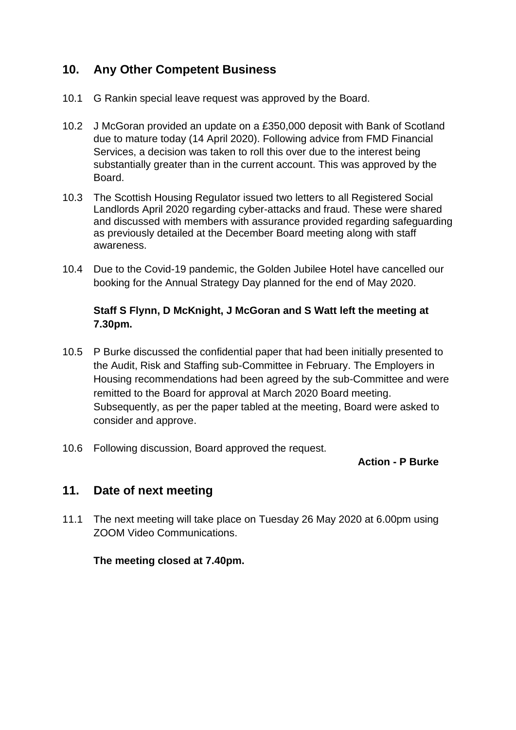## 10. Any Other Competent Business

10.1 G Rankin special leave request was approved by the Board.

10.2 J McGoran provided an update on a £350,000 deposit with Bank of Scotland due to mature today (14 April 2020). Following advice from FMD Financial Services, a decision was taken to roll this over due to the interest being substantially greater than in the current account. This was approved by the Board.

10.3 The Scottish Housing Regulator issued two letters to all Registered Social Landlords April 2020 regarding cyber-attacks and fraud. These were shared and discussed with members with assurance provided regarding safeguarding as previously detailed at the December Board meeting along with staff awareness.

10.4 Due to the Covid-19 pandemic, the Golden Jubilee Hotel have cancelled our booking for the Annual Strategy Day planned for the end of May 2020.

**Staff S Flynn, D McKnight, J McGoran and S Watt left the meeting at 7.30pm.**

10.5 P Burke discussed the confidential paper that had been initially presented to the Audit, Risk and Staffing sub-Committee in February. The Employers in Housing recommendations had been agreed by the sub-Committee and were remitted to the Board for approval at March 2020 Board meeting. Subsequently, as per the paper tabled at the meeting, Board were asked to consider and approve.

10.6 Following discussion, Board approved the request.

**Action - P Burke**

## 11. Date of next meeting

11.1 The next meeting will take place on Tuesday 26 May 2020 at 6.00pm using ZOOM Video Communications.

**The meeting closed at 7.40pm.**